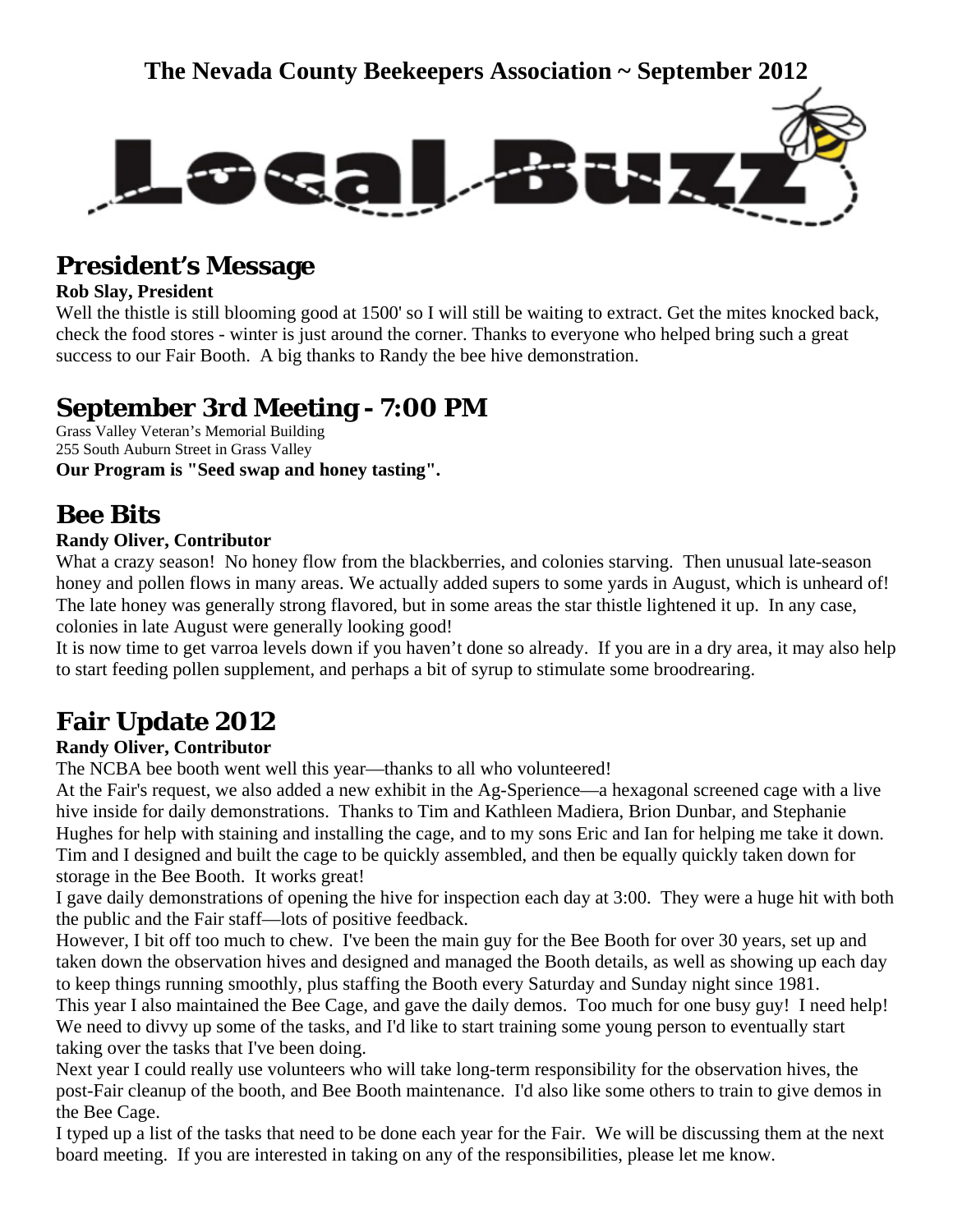# The Nevada County Beekeepers Association ~ September 2012

Local Buzz

## President's Message

**Rob Slay, President**

Well the thistle is still blooming good at 1500' so I will still be waiting to extract. Get the mites knocked back, check the food stores - winter is just around the corner. Thanks to everyone who helped bring such a great success to our Fair Booth. A big thanks to Randy the bee hive demonstration.

## September 3rd Meeting - 7:00 PM

Grass Valley Veteran's Memorial Building
255 South Auburn Street in Grass Valley
**Our Program is "Seed swap and honey tasting".**

## Bee Bits

**Randy Oliver, Contributor**

What a crazy season! No honey flow from the blackberries, and colonies starving. Then unusual late-season honey and pollen flows in many areas. We actually added supers to some yards in August, which is unheard of! The late honey was generally strong flavored, but in some areas the star thistle lightened it up. In any case, colonies in late August were generally looking good!

It is now time to get varroa levels down if you haven't done so already. If you are in a dry area, it may also help to start feeding pollen supplement, and perhaps a bit of syrup to stimulate some broodrearing.

## Fair Update 2012

**Randy Oliver, Contributor**

The NCBA bee booth went well this year—thanks to all who volunteered!

At the Fair's request, we also added a new exhibit in the Ag-Sperience—a hexagonal screened cage with a live hive inside for daily demonstrations. Thanks to Tim and Kathleen Madiera, Brion Dunbar, and Stephanie Hughes for help with staining and installing the cage, and to my sons Eric and Ian for helping me take it down. Tim and I designed and built the cage to be quickly assembled, and then be equally quickly taken down for storage in the Bee Booth. It works great!

I gave daily demonstrations of opening the hive for inspection each day at 3:00. They were a huge hit with both the public and the Fair staff—lots of positive feedback.

However, I bit off too much to chew. I've been the main guy for the Bee Booth for over 30 years, set up and taken down the observation hives and designed and managed the Booth details, as well as showing up each day to keep things running smoothly, plus staffing the Booth every Saturday and Sunday night since 1981.

This year I also maintained the Bee Cage, and gave the daily demos. Too much for one busy guy! I need help! We need to divvy up some of the tasks, and I'd like to start training some young person to eventually start taking over the tasks that I've been doing.

Next year I could really use volunteers who will take long-term responsibility for the observation hives, the post-Fair cleanup of the booth, and Bee Booth maintenance. I'd also like some others to train to give demos in the Bee Cage.

I typed up a list of the tasks that need to be done each year for the Fair. We will be discussing them at the next board meeting. If you are interested in taking on any of the responsibilities, please let me know.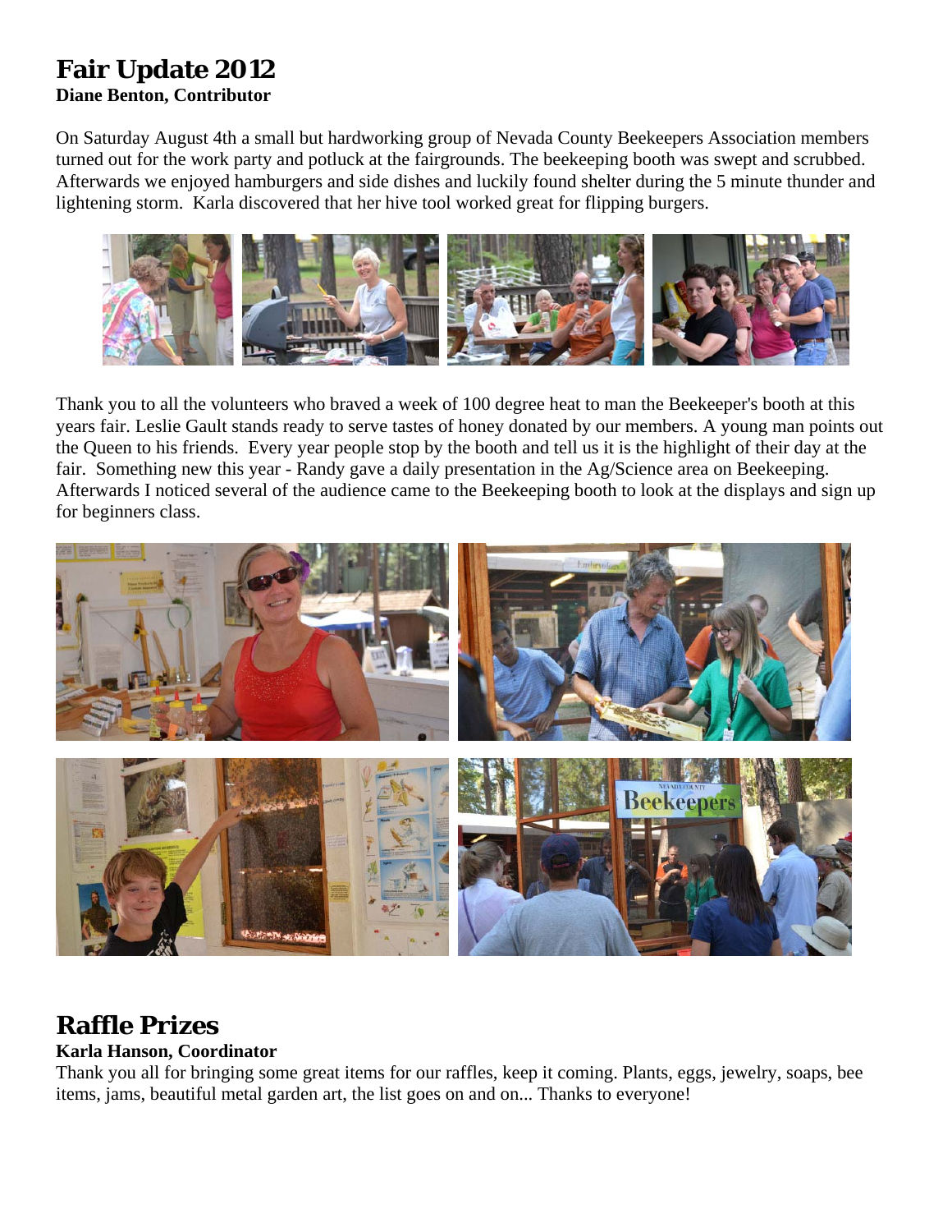## Fair Update 2012

**Diane Benton, Contributor**

On Saturday August 4th a small but hardworking group of Nevada County Beekeepers Association members turned out for the work party and potluck at the fairgrounds. The beekeeping booth was swept and scrubbed. Afterwards we enjoyed hamburgers and side dishes and luckily found shelter during the 5 minute thunder and lightening storm.  Karla discovered that her hive tool worked great for flipping burgers.

Thank you to all the volunteers who braved a week of 100 degree heat to man the Beekeeper's booth at this years fair. Leslie Gault stands ready to serve tastes of honey donated by our members. A young man points out the Queen to his friends.  Every year people stop by the booth and tell us it is the highlight of their day at the fair.  Something new this year - Randy gave a daily presentation in the Ag/Science area on Beekeeping. Afterwards I noticed several of the audience came to the Beekeeping booth to look at the displays and sign up for beginners class.

## Raffle Prizes

**Karla Hanson, Coordinator**

Thank you all for bringing some great items for our raffles, keep it coming. Plants, eggs, jewelry, soaps, bee items, jams, beautiful metal garden art, the list goes on and on... Thanks to everyone!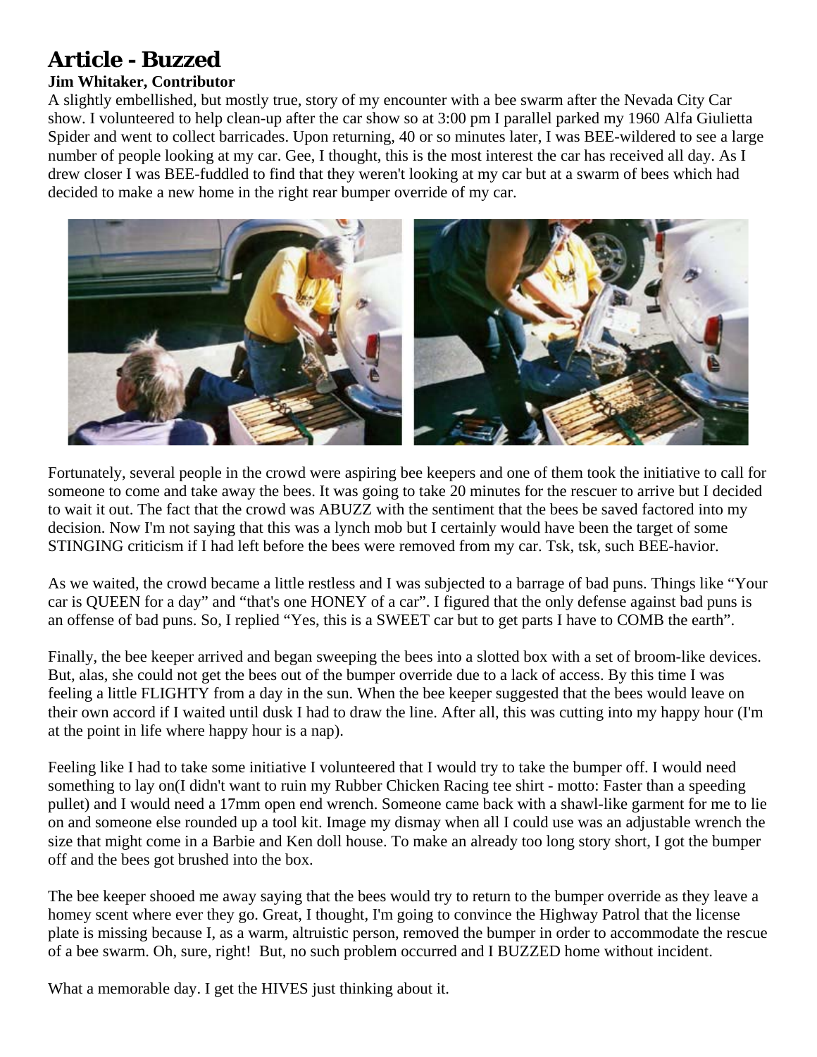# Article - Buzzed

**Jim Whitaker, Contributor**

A slightly embellished, but mostly true, story of my encounter with a bee swarm after the Nevada City Car show. I volunteered to help clean-up after the car show so at 3:00 pm I parallel parked my 1960 Alfa Giulietta Spider and went to collect barricades. Upon returning, 40 or so minutes later, I was BEE-wildered to see a large number of people looking at my car. Gee, I thought, this is the most interest the car has received all day. As I drew closer I was BEE-fuddled to find that they weren't looking at my car but at a swarm of bees which had decided to make a new home in the right rear bumper override of my car.

Fortunately, several people in the crowd were aspiring bee keepers and one of them took the initiative to call for someone to come and take away the bees. It was going to take 20 minutes for the rescuer to arrive but I decided to wait it out. The fact that the crowd was ABUZZ with the sentiment that the bees be saved factored into my decision. Now I'm not saying that this was a lynch mob but I certainly would have been the target of some STINGING criticism if I had left before the bees were removed from my car. Tsk, tsk, such BEE-havior.

As we waited, the crowd became a little restless and I was subjected to a barrage of bad puns. Things like "Your car is QUEEN for a day" and "that's one HONEY of a car". I figured that the only defense against bad puns is an offense of bad puns. So, I replied "Yes, this is a SWEET car but to get parts I have to COMB the earth".

Finally, the bee keeper arrived and began sweeping the bees into a slotted box with a set of broom-like devices. But, alas, she could not get the bees out of the bumper override due to a lack of access. By this time I was feeling a little FLIGHTY from a day in the sun. When the bee keeper suggested that the bees would leave on their own accord if I waited until dusk I had to draw the line. After all, this was cutting into my happy hour (I'm at the point in life where happy hour is a nap).

Feeling like I had to take some initiative I volunteered that I would try to take the bumper off. I would need something to lay on(I didn't want to ruin my Rubber Chicken Racing tee shirt - motto: Faster than a speeding pullet) and I would need a 17mm open end wrench. Someone came back with a shawl-like garment for me to lie on and someone else rounded up a tool kit. Image my dismay when all I could use was an adjustable wrench the size that might come in a Barbie and Ken doll house. To make an already too long story short, I got the bumper off and the bees got brushed into the box.

The bee keeper shooed me away saying that the bees would try to return to the bumper override as they leave a homey scent where ever they go. Great, I thought, I'm going to convince the Highway Patrol that the license plate is missing because I, as a warm, altruistic person, removed the bumper in order to accommodate the rescue of a bee swarm. Oh, sure, right! But, no such problem occurred and I BUZZED home without incident.

What a memorable day. I get the HIVES just thinking about it.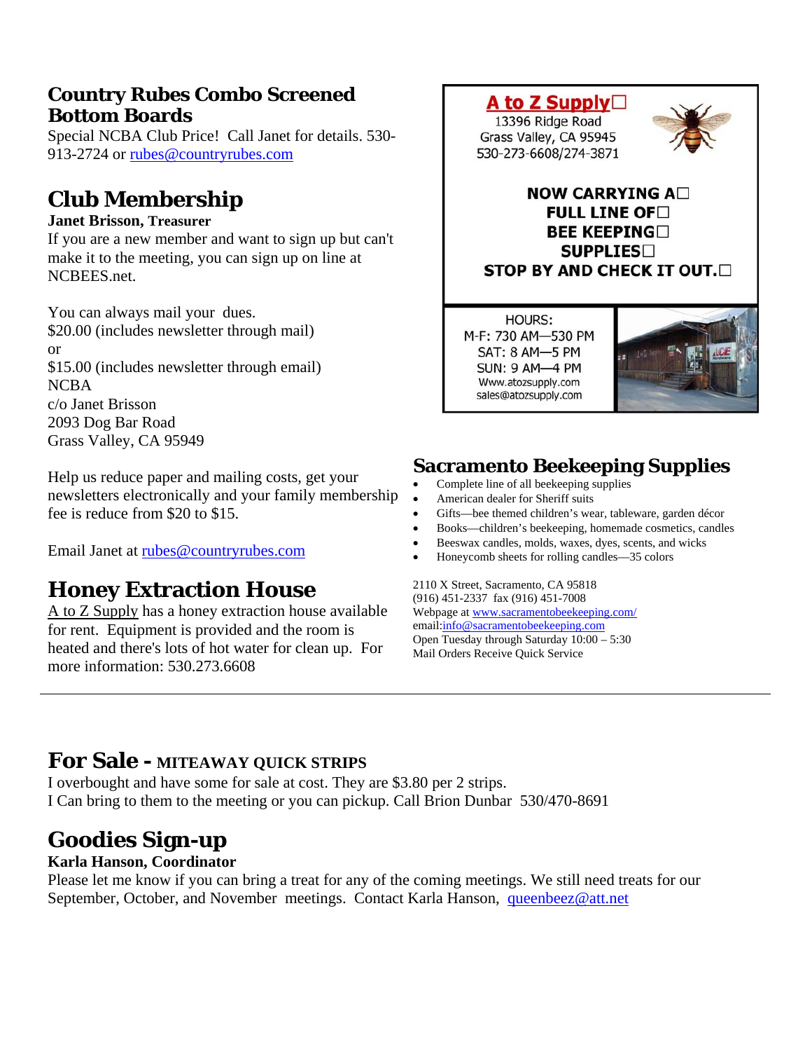## Country Rubes Combo Screened Bottom Boards

Special NCBA Club Price! Call Janet for details. 530-913-2724 or rubes@countryrubes.com

## Club Membership

**Janet Brisson, Treasurer**

If you are a new member and want to sign up but can't make it to the meeting, you can sign up on line at NCBEES.net.

You can always mail your dues.
$20.00 (includes newsletter through mail)
or
$15.00 (includes newsletter through email)
NCBA
c/o Janet Brisson
2093 Dog Bar Road
Grass Valley, CA 95949

Help us reduce paper and mailing costs, get your newsletters electronically and your family membership fee is reduce from $20 to $15.

Email Janet at rubes@countryrubes.com

## Honey Extraction House

A to Z Supply has a honey extraction house available for rent. Equipment is provided and the room is heated and there's lots of hot water for clean up. For more information: 530.273.6608

**A to Z Supply**
13396 Ridge Road
Grass Valley, CA 95945
530-273-6608/274-3871

**NOW CARRYING A FULL LINE OF BEE KEEPING SUPPLIES**
**STOP BY AND CHECK IT OUT.**

HOURS:
M-F: 730 AM—530 PM
SAT: 8 AM—5 PM
SUN: 9 AM—4 PM
Www.atozsupply.com
sales@atozsupply.com

## Sacramento Beekeeping Supplies

- Complete line of all beekeeping supplies
- American dealer for Sheriff suits
- Gifts—bee themed children's wear, tableware, garden décor
- Books—children's beekeeping, homemade cosmetics, candles
- Beeswax candles, molds, waxes, dyes, scents, and wicks
- Honeycomb sheets for rolling candles—35 colors

2110 X Street, Sacramento, CA 95818
(916) 451-2337 fax (916) 451-7008
Webpage at www.sacramentobeekeeping.com/
email:info@sacramentobeekeeping.com
Open Tuesday through Saturday 10:00 – 5:30
Mail Orders Receive Quick Service

---

## For Sale - MITEAWAY QUICK STRIPS

I overbought and have some for sale at cost. They are $3.80 per 2 strips.
I Can bring to them to the meeting or you can pickup. Call Brion Dunbar 530/470-8691

## Goodies Sign-up

**Karla Hanson, Coordinator**

Please let me know if you can bring a treat for any of the coming meetings. We still need treats for our September, October, and November meetings. Contact Karla Hanson, queenbeez@att.net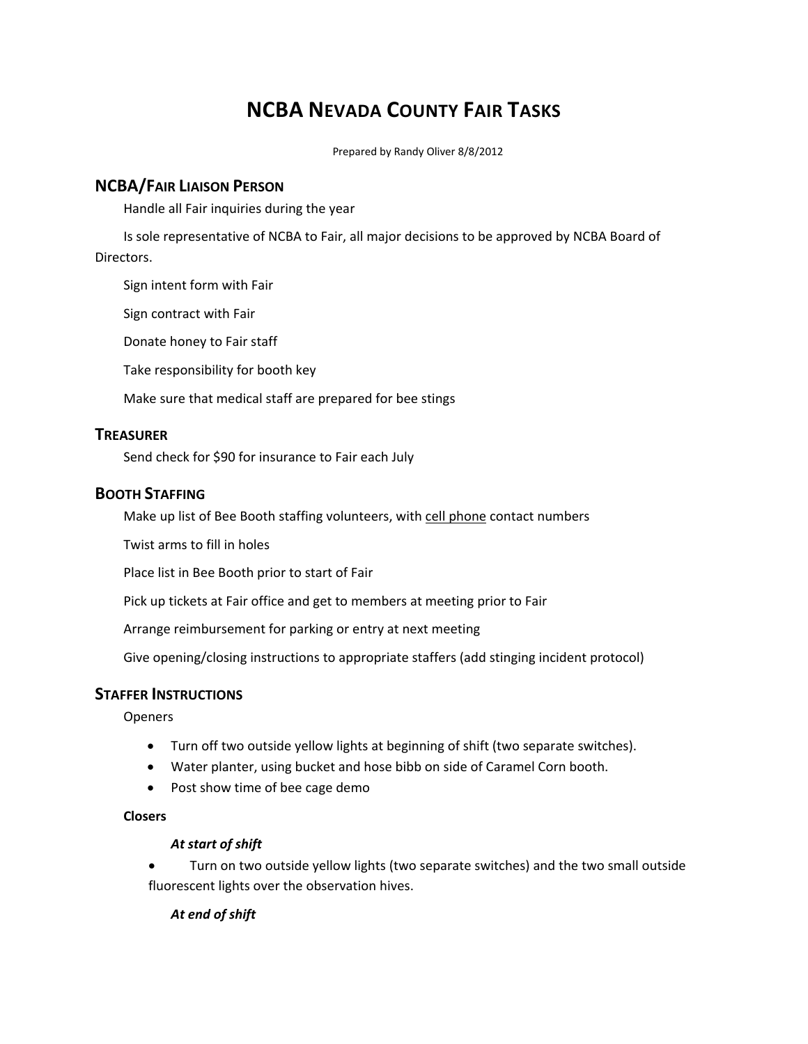# NCBA Nevada County Fair Tasks

Prepared by Randy Oliver 8/8/2012

## NCBA/Fair Liaison Person

Handle all Fair inquiries during the year

Is sole representative of NCBA to Fair, all major decisions to be approved by NCBA Board of Directors.

Sign intent form with Fair

Sign contract with Fair

Donate honey to Fair staff

Take responsibility for booth key

Make sure that medical staff are prepared for bee stings

## Treasurer

Send check for $90 for insurance to Fair each July

## Booth Staffing

Make up list of Bee Booth staffing volunteers, with cell phone contact numbers

Twist arms to fill in holes

Place list in Bee Booth prior to start of Fair

Pick up tickets at Fair office and get to members at meeting prior to Fair

Arrange reimbursement for parking or entry at next meeting

Give opening/closing instructions to appropriate staffers (add stinging incident protocol)

## Staffer Instructions

Openers

- Turn off two outside yellow lights at beginning of shift (two separate switches).
- Water planter, using bucket and hose bibb on side of Caramel Corn booth.
- Post show time of bee cage demo

**Closers**

***At start of shift***

- Turn on two outside yellow lights (two separate switches) and the two small outside fluorescent lights over the observation hives.

***At end of shift***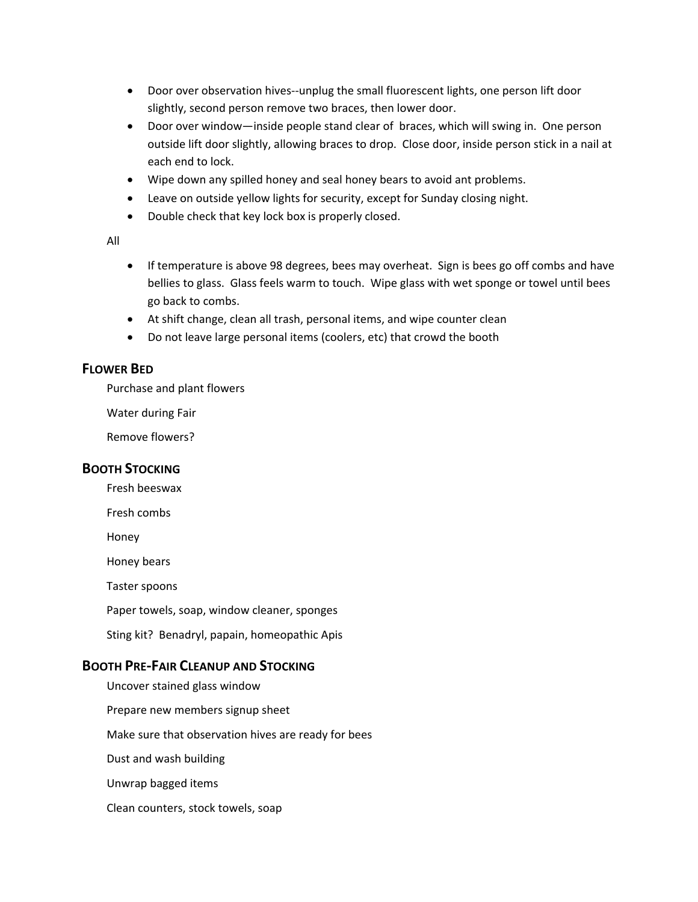- Door over observation hives--unplug the small fluorescent lights, one person lift door slightly, second person remove two braces, then lower door.
- Door over window—inside people stand clear of braces, which will swing in. One person outside lift door slightly, allowing braces to drop. Close door, inside person stick in a nail at each end to lock.
- Wipe down any spilled honey and seal honey bears to avoid ant problems.
- Leave on outside yellow lights for security, except for Sunday closing night.
- Double check that key lock box is properly closed.

All

- If temperature is above 98 degrees, bees may overheat. Sign is bees go off combs and have bellies to glass. Glass feels warm to touch. Wipe glass with wet sponge or towel until bees go back to combs.
- At shift change, clean all trash, personal items, and wipe counter clean
- Do not leave large personal items (coolers, etc) that crowd the booth

## Flower Bed

Purchase and plant flowers

Water during Fair

Remove flowers?

## Booth Stocking

Fresh beeswax

Fresh combs

Honey

Honey bears

Taster spoons

Paper towels, soap, window cleaner, sponges

Sting kit? Benadryl, papain, homeopathic Apis

## Booth Pre-Fair Cleanup and Stocking

Uncover stained glass window

Prepare new members signup sheet

Make sure that observation hives are ready for bees

Dust and wash building

Unwrap bagged items

Clean counters, stock towels, soap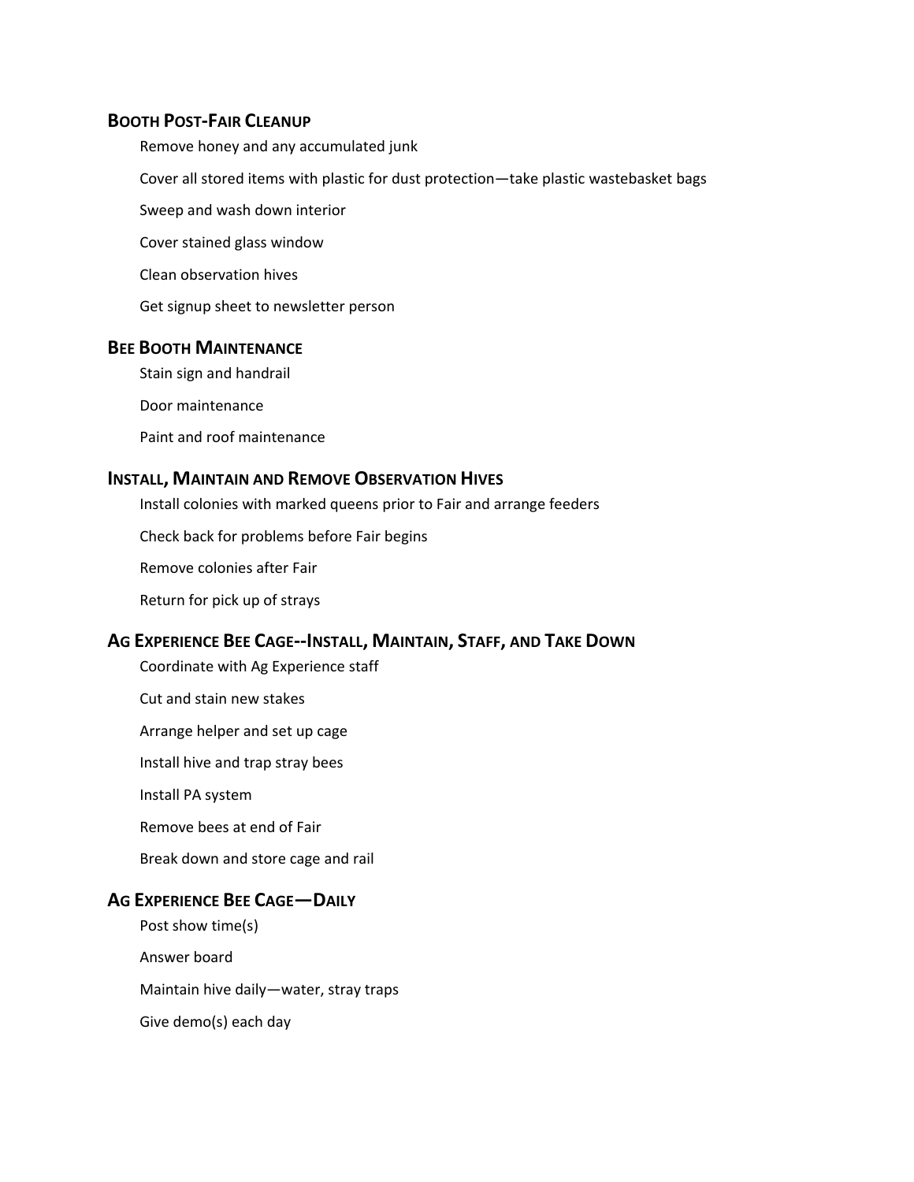## Booth Post-Fair Cleanup

Remove honey and any accumulated junk

Cover all stored items with plastic for dust protection—take plastic wastebasket bags

Sweep and wash down interior

Cover stained glass window

Clean observation hives

Get signup sheet to newsletter person

## Bee Booth Maintenance

Stain sign and handrail

Door maintenance

Paint and roof maintenance

## Install, Maintain and Remove Observation Hives

Install colonies with marked queens prior to Fair and arrange feeders

Check back for problems before Fair begins

Remove colonies after Fair

Return for pick up of strays

## Ag Experience Bee Cage--Install, Maintain, Staff, and Take Down

Coordinate with Ag Experience staff

Cut and stain new stakes

Arrange helper and set up cage

Install hive and trap stray bees

Install PA system

Remove bees at end of Fair

Break down and store cage and rail

## Ag Experience Bee Cage—Daily

Post show time(s)

Answer board

Maintain hive daily—water, stray traps

Give demo(s) each day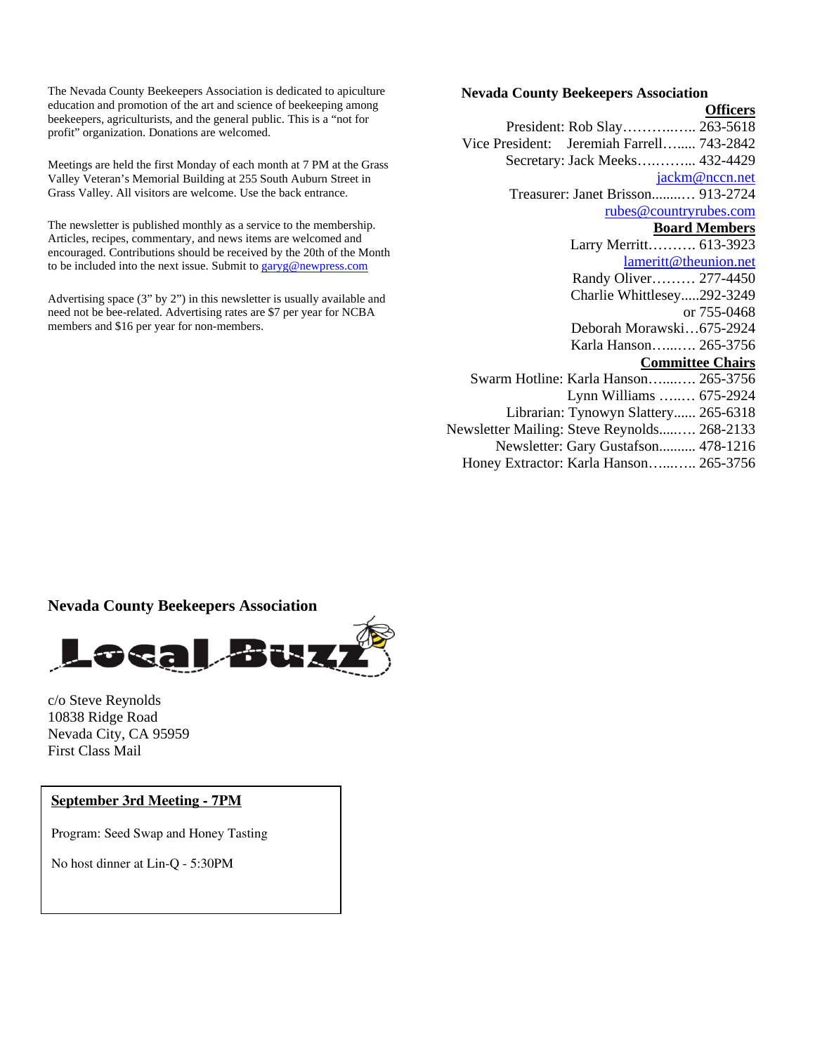The Nevada County Beekeepers Association is dedicated to apiculture education and promotion of the art and science of beekeeping among beekeepers, agriculturists, and the general public. This is a "not for profit" organization. Donations are welcomed.

Meetings are held the first Monday of each month at 7 PM at the Grass Valley Veteran's Memorial Building at 255 South Auburn Street in Grass Valley. All visitors are welcome. Use the back entrance.

The newsletter is published monthly as a service to the membership. Articles, recipes, commentary, and news items are welcomed and encouraged. Contributions should be received by the 20th of the Month to be included into the next issue. Submit to garyg@newpress.com

Advertising space (3" by 2") in this newsletter is usually available and need not be bee-related. Advertising rates are $7 per year for NCBA members and $16 per year for non-members.

**Nevada County Beekeepers Association**

**Officers**

President: Rob Slay……..….. 263-5618
Vice President: Jeremiah Farrell…..... 743-2842
Secretary: Jack Meeks….……... 432-4429
jackm@nccn.net
Treasurer: Janet Brisson.........… 913-2724
rubes@countryrubes.com

**Board Members**

Larry Merritt………. 613-3923
lameritt@theunion.net
Randy Oliver……… 277-4450
Charlie Whittlesey.....292-3249
or 755-0468
Deborah Morawski…675-2924
Karla Hanson…..…. 265-3756

**Committee Chairs**

Swarm Hotline: Karla Hanson….....… 265-3756
Lynn Williams ….…. 675-2924
Librarian: Tynowyn Slattery...... 265-6318
Newsletter Mailing: Steve Reynolds....…. 268-2133
Newsletter: Gary Gustafson.......... 478-1216
Honey Extractor: Karla Hanson…...….. 265-3756

**Nevada County Beekeepers Association**

Local Buzz

c/o Steve Reynolds
10838 Ridge Road
Nevada City, CA 95959
First Class Mail

**September 3rd Meeting - 7PM**

Program: Seed Swap and Honey Tasting

No host dinner at Lin-Q - 5:30PM